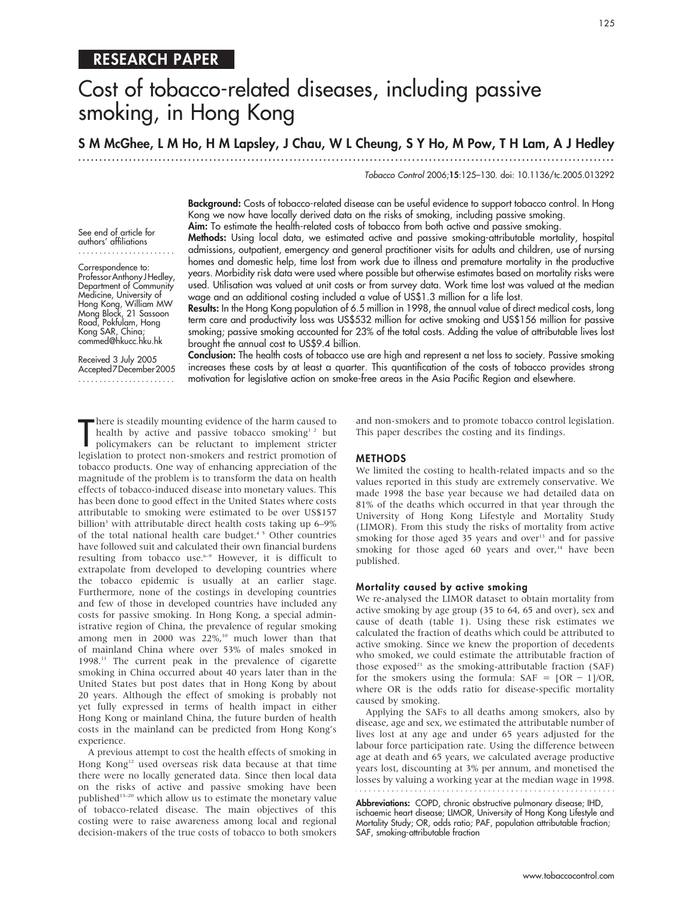RESEARCH PAPER

# Cost of tobacco-related diseases, including passive smoking, in Hong Kong

**S M McGhee, L M Ho, H M Lapsley, J Chau, W L Cheung, S Y Ho, M Pow, T H Lam, A J Hedley**

*Tobacco Control* 2006;**15**:125–130. doi: 10.1136/tc.2005.013292

See end of article for authors' affiliations

Correspondence to: Professor Anthony J Hedley, Department of Community Medicine, University of Hong Kong, William MW Mong Block, 21 Sassoon Road, Pokfulam, Hong Kong SAR, China; commed@hkucc.hku.hk

Received 3 July 2005
Accepted 7 December 2005

**Background:** Costs of tobacco-related disease can be useful evidence to support tobacco control. In Hong Kong we now have locally derived data on the risks of smoking, including passive smoking.

**Aim:** To estimate the health-related costs of tobacco from both active and passive smoking.

**Methods:** Using local data, we estimated active and passive smoking-attributable mortality, hospital admissions, outpatient, emergency and general practitioner visits for adults and children, use of nursing homes and domestic help, time lost from work due to illness and premature mortality in the productive years. Morbidity risk data were used where possible but otherwise estimates based on mortality risks were used. Utilisation was valued at unit costs or from survey data. Work time lost was valued at the median wage and an additional costing included a value of US$1.3 million for a life lost.

**Results:** In the Hong Kong population of 6.5 million in 1998, the annual value of direct medical costs, long term care and productivity loss was US$532 million for active smoking and US$156 million for passive smoking; passive smoking accounted for 23% of the total costs. Adding the value of attributable lives lost brought the annual cost to US$9.4 billion.

**Conclusion:** The health costs of tobacco use are high and represent a net loss to society. Passive smoking increases these costs by at least a quarter. This quantification of the costs of tobacco provides strong motivation for legislative action on smoke-free areas in the Asia Pacific Region and elsewhere.

There is steadily mounting evidence of the harm caused to health by active and passive tobacco smoking[1 2] but policymakers can be reluctant to implement stricter legislation to protect non-smokers and restrict promotion of tobacco products. One way of enhancing appreciation of the magnitude of the problem is to transform the data on health effects of tobacco-induced disease into monetary values. This has been done to good effect in the United States where costs attributable to smoking were estimated to be over US$157 billion[3] with attributable direct health costs taking up 6–9% of the total national health care budget.[4 5] Other countries have followed suit and calculated their own financial burdens resulting from tobacco use.[6–9] However, it is difficult to extrapolate from developed to developing countries where the tobacco epidemic is usually at an earlier stage. Furthermore, none of the costings in developing countries and few of those in developed countries have included any costs for passive smoking. In Hong Kong, a special administrative region of China, the prevalence of regular smoking among men in 2000 was 22%,[10] much lower than that of mainland China where over 53% of males smoked in 1998.[11] The current peak in the prevalence of cigarette smoking in China occurred about 40 years later than in the United States but post dates that in Hong Kong by about 20 years. Although the effect of smoking is probably not yet fully expressed in terms of health impact in either Hong Kong or mainland China, the future burden of health costs in the mainland can be predicted from Hong Kong's experience.

A previous attempt to cost the health effects of smoking in Hong Kong[12] used overseas risk data because at that time there were no locally generated data. Since then local data on the risks of active and passive smoking have been published[13–20] which allow us to estimate the monetary value of tobacco-related disease. The main objectives of this costing were to raise awareness among local and regional decision-makers of the true costs of tobacco to both smokers and non-smokers and to promote tobacco control legislation. This paper describes the costing and its findings.

## METHODS

We limited the costing to health-related impacts and so the values reported in this study are extremely conservative. We made 1998 the base year because we had detailed data on 81% of the deaths which occurred in that year through the University of Hong Kong Lifestyle and Mortality Study (LIMOR). From this study the risks of mortality from active smoking for those aged 35 years and over[13] and for passive smoking for those aged 60 years and over,[14] have been published.

### Mortality caused by active smoking

We re-analysed the LIMOR dataset to obtain mortality from active smoking by age group (35 to 64, 65 and over), sex and cause of death (table 1). Using these risk estimates we calculated the fraction of deaths which could be attributed to active smoking. Since we knew the proportion of decedents who smoked, we could estimate the attributable fraction of those exposed[21] as the smoking-attributable fraction (SAF) for the smokers using the formula: $SAF = [OR - 1]/OR$, where OR is the odds ratio for disease-specific mortality caused by smoking.

Applying the SAFs to all deaths among smokers, also by disease, age and sex, we estimated the attributable number of lives lost at any age and under 65 years adjusted for the labour force participation rate. Using the difference between age at death and 65 years, we calculated average productive years lost, discounting at 3% per annum, and monetised the losses by valuing a working year at the median wage in 1998.

**Abbreviations:** COPD, chronic obstructive pulmonary disease; IHD, ischaemic heart disease; LIMOR, University of Hong Kong Lifestyle and Mortality Study; OR, odds ratio; PAF, population attributable fraction; SAF, smoking-attributable fraction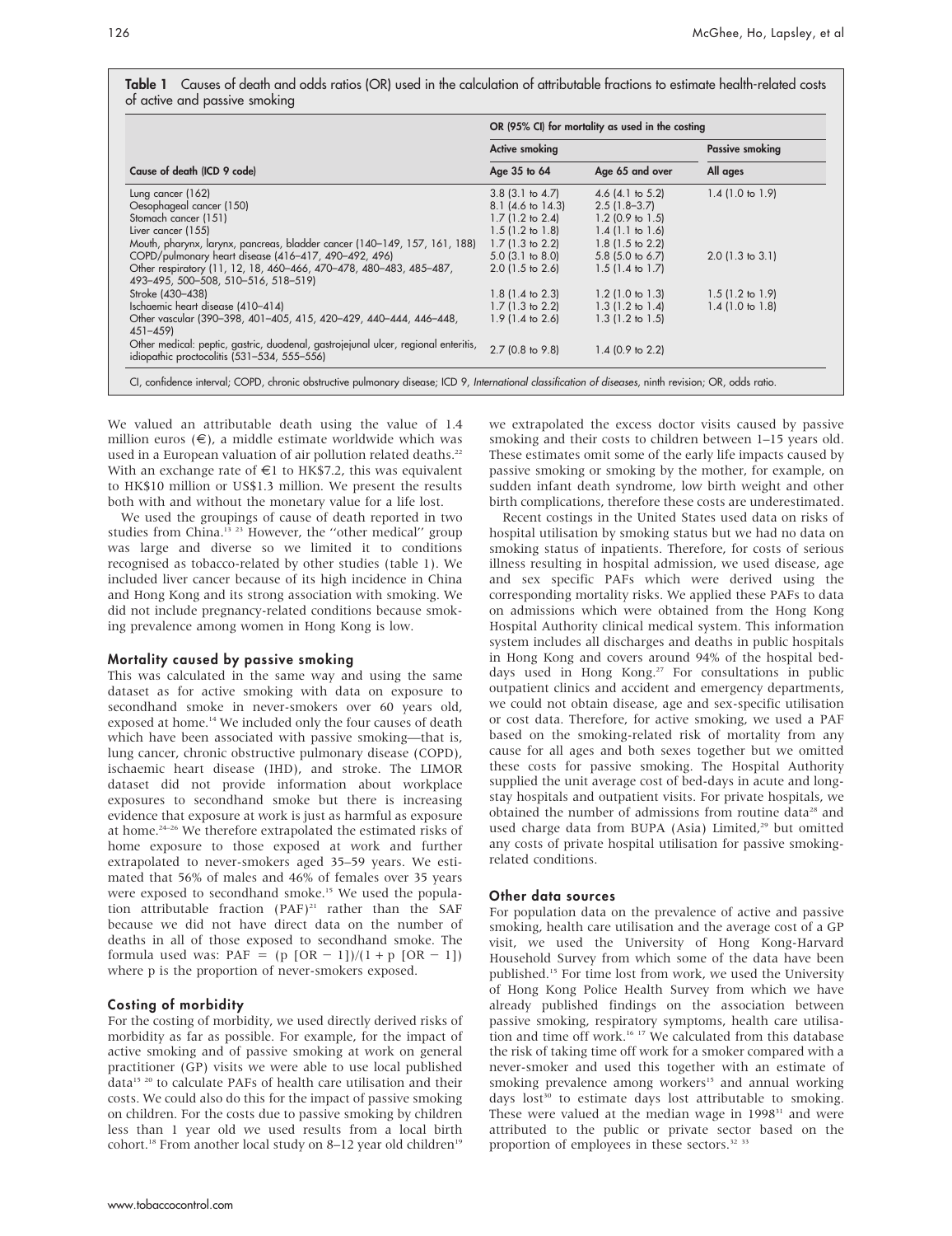**Table 1** Causes of death and odds ratios (OR) used in the calculation of attributable fractions to estimate health-related costs of active and passive smoking

| Cause of death (ICD 9 code) | OR (95% CI) for mortality as used in the costing | | |
|---|---|---|---|
| | Active smoking | | Passive smoking |
| | Age 35 to 64 | Age 65 and over | All ages |
| Lung cancer (162) | 3.8 (3.1 to 4.7) | 4.6 (4.1 to 5.2) | 1.4 (1.0 to 1.9) |
| Oesophageal cancer (150) | 8.1 (4.6 to 14.3) | 2.5 (1.8–3.7) | |
| Stomach cancer (151) | 1.7 (1.2 to 2.4) | 1.2 (0.9 to 1.5) | |
| Liver cancer (155) | 1.5 (1.2 to 1.8) | 1.4 (1.1 to 1.6) | |
| Mouth, pharynx, larynx, pancreas, bladder cancer (140–149, 157, 161, 188) | 1.7 (1.3 to 2.2) | 1.8 (1.5 to 2.2) | |
| COPD/pulmonary heart disease (416–417, 490–492, 496) | 5.0 (3.1 to 8.0) | 5.8 (5.0 to 6.7) | 2.0 (1.3 to 3.1) |
| Other respiratory (11, 12, 18, 460–466, 470–478, 480–483, 485–487, 493–495, 500–508, 510–516, 518–519) | 2.0 (1.5 to 2.6) | 1.5 (1.4 to 1.7) | |
| Stroke (430–438) | 1.8 (1.4 to 2.3) | 1.2 (1.0 to 1.3) | 1.5 (1.2 to 1.9) |
| Ischaemic heart disease (410–414) | 1.7 (1.3 to 2.2) | 1.3 (1.2 to 1.4) | 1.4 (1.0 to 1.8) |
| Other vascular (390–398, 401–405, 415, 420–429, 440–444, 446–448, 451–459) | 1.9 (1.4 to 2.6) | 1.3 (1.2 to 1.5) | |
| Other medical: peptic, gastric, duodenal, gastrojejunal ulcer, regional enteritis, idiopathic proctocolitis (531–534, 555–556) | 2.7 (0.8 to 9.8) | 1.4 (0.9 to 2.2) | |

CI, confidence interval; COPD, chronic obstructive pulmonary disease; ICD 9, *International classification of diseases*, ninth revision; OR, odds ratio.

We valued an attributable death using the value of 1.4 million euros (€), a middle estimate worldwide which was used in a European valuation of air pollution related deaths.[22] With an exchange rate of €1 to HK$7.2, this was equivalent to HK$10 million or US$1.3 million. We present the results both with and without the monetary value for a life lost.

We used the groupings of cause of death reported in two studies from China.[13 23] However, the ''other medical'' group was large and diverse so we limited it to conditions recognised as tobacco-related by other studies (table 1). We included liver cancer because of its high incidence in China and Hong Kong and its strong association with smoking. We did not include pregnancy-related conditions because smoking prevalence among women in Hong Kong is low.

### Mortality caused by passive smoking

This was calculated in the same way and using the same dataset as for active smoking with data on exposure to secondhand smoke in never-smokers over 60 years old, exposed at home.[14] We included only the four causes of death which have been associated with passive smoking—that is, lung cancer, chronic obstructive pulmonary disease (COPD), ischaemic heart disease (IHD), and stroke. The LIMOR dataset did not provide information about workplace exposures to secondhand smoke but there is increasing evidence that exposure at work is just as harmful as exposure at home.[24–26] We therefore extrapolated the estimated risks of home exposure to those exposed at work and further extrapolated to never-smokers aged 35–59 years. We estimated that 56% of males and 46% of females over 35 years were exposed to secondhand smoke.[15] We used the population attributable fraction (PAF)[21] rather than the SAF because we did not have direct data on the number of deaths in all of those exposed to secondhand smoke. The formula used was: $PAF = (p\,[OR - 1])/(1 + p\,[OR - 1])$ where p is the proportion of never-smokers exposed.

### Costing of morbidity

For the costing of morbidity, we used directly derived risks of morbidity as far as possible. For example, for the impact of active smoking and of passive smoking at work on general practitioner (GP) visits we were able to use local published data[15 20] to calculate PAFs of health care utilisation and their costs. We could also do this for the impact of passive smoking on children. For the costs due to passive smoking by children less than 1 year old we used results from a local birth cohort.[18] From another local study on 8–12 year old children[19] we extrapolated the excess doctor visits caused by passive smoking and their costs to children between 1–15 years old. These estimates omit some of the early life impacts caused by passive smoking or smoking by the mother, for example, on sudden infant death syndrome, low birth weight and other birth complications, therefore these costs are underestimated.

Recent costings in the United States used data on risks of hospital utilisation by smoking status but we had no data on smoking status of inpatients. Therefore, for costs of serious illness resulting in hospital admission, we used disease, age and sex specific PAFs which were derived using the corresponding mortality risks. We applied these PAFs to data on admissions which were obtained from the Hong Kong Hospital Authority clinical medical system. This information system includes all discharges and deaths in public hospitals in Hong Kong and covers around 94% of the hospital bed-days used in Hong Kong.[27] For consultations in public outpatient clinics and accident and emergency departments, we could not obtain disease, age and sex-specific utilisation or cost data. Therefore, for active smoking, we used a PAF based on the smoking-related risk of mortality from any cause for all ages and both sexes together but we omitted these costs for passive smoking. The Hospital Authority supplied the unit average cost of bed-days in acute and long-stay hospitals and outpatient visits. For private hospitals, we obtained the number of admissions from routine data[28] and used charge data from BUPA (Asia) Limited,[29] but omitted any costs of private hospital utilisation for passive smoking-related conditions.

### Other data sources

For population data on the prevalence of active and passive smoking, health care utilisation and the average cost of a GP visit, we used the University of Hong Kong-Harvard Household Survey from which some of the data have been published.[15] For time lost from work, we used the University of Hong Kong Police Health Survey from which we have already published findings on the association between passive smoking, respiratory symptoms, health care utilisation and time off work.[16 17] We calculated from this database the risk of taking time off work for a smoker compared with a never-smoker and used this together with an estimate of smoking prevalence among workers[15] and annual working days lost[30] to estimate days lost attributable to smoking. These were valued at the median wage in 1998[31] and were attributed to the public or private sector based on the proportion of employees in these sectors.[32 33]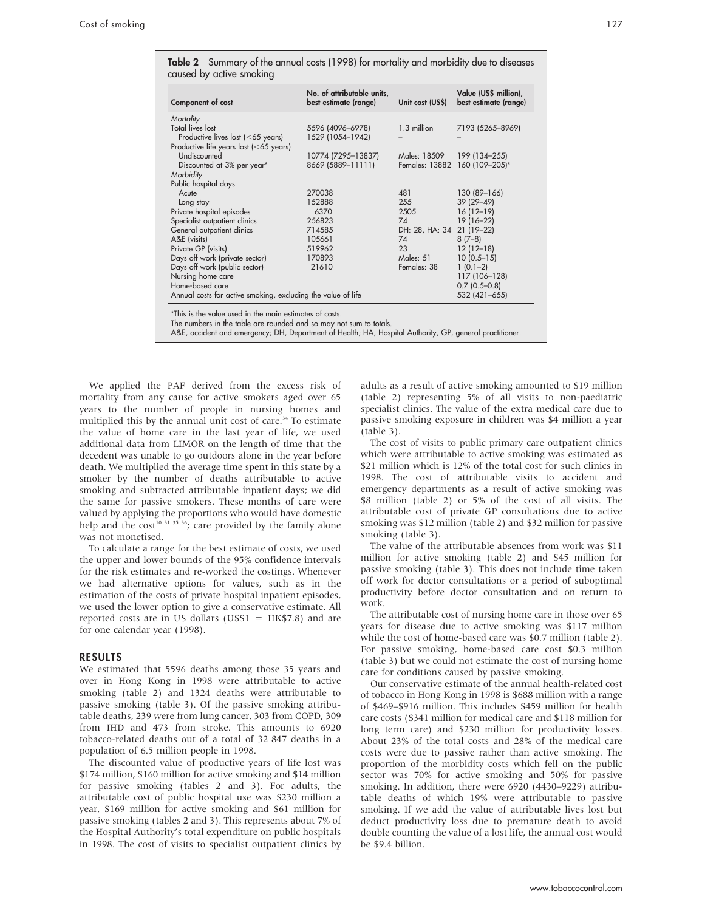**Table 2** Summary of the annual costs (1998) for mortality and morbidity due to diseases caused by active smoking

| Component of cost | No. of attributable units, best estimate (range) | Unit cost (US$) | Value (US$ million), best estimate (range) |
|---|---|---|---|
| *Mortality* | | | |
| Total lives lost | 5596 (4096–6978) | 1.3 million | 7193 (5265–8969) |
| Productive lives lost (<65 years) | 1529 (1054–1942) | – | – |
| Productive life years lost (<65 years) | | | |
| Undiscounted | 10774 (7295–13837) | Males: 18509 | 199 (134–255) |
| Discounted at 3% per year* | 8669 (5889–11111) | Females: 13882 | 160 (109–205)* |
| *Morbidity* | | | |
| Public hospital days | | | |
| Acute | 270038 | 481 | 130 (89–166) |
| Long stay | 152888 | 255 | 39 (29–49) |
| Private hospital episodes | 6370 | 2505 | 16 (12–19) |
| Specialist outpatient clinics | 256823 | 74 | 19 (16–22) |
| General outpatient clinics | 714585 | DH: 28, HA: 34 | 21 (19–22) |
| A&E (visits) | 105661 | 74 | 8 (7–8) |
| Private GP (visits) | 519962 | 23 | 12 (12–18) |
| Days off work (private sector) | 170893 | Males: 51 | 10 (0.5–15) |
| Days off work (public sector) | 21610 | Females: 38 | 1 (0.1–2) |
| Nursing home care | | | 117 (106–128) |
| Home-based care | | | 0.7 (0.5–0.8) |
| Annual costs for active smoking, excluding the value of life | | | 532 (421–655) |

*This is the value used in the main estimates of costs.
The numbers in the table are rounded and so may not sum to totals.
A&E, accident and emergency; DH, Department of Health; HA, Hospital Authority, GP, general practitioner.

We applied the PAF derived from the excess risk of mortality from any cause for active smokers aged over 65 years to the number of people in nursing homes and multiplied this by the annual unit cost of care.[34] To estimate the value of home care in the last year of life, we used additional data from LIMOR on the length of time that the decedent was unable to go outdoors alone in the year before death. We multiplied the average time spent in this state by a smoker by the number of deaths attributable to active smoking and subtracted attributable inpatient days; we did the same for passive smokers. These months of care were valued by applying the proportions who would have domestic help and the cost[10 31 35 36]; care provided by the family alone was not monetised.

To calculate a range for the best estimate of costs, we used the upper and lower bounds of the 95% confidence intervals for the risk estimates and re-worked the costings. Whenever we had alternative options for values, such as in the estimation of the costs of private hospital inpatient episodes, we used the lower option to give a conservative estimate. All reported costs are in US dollars (US$1 = HK$7.8) and are for one calendar year (1998).

## RESULTS

We estimated that 5596 deaths among those 35 years and over in Hong Kong in 1998 were attributable to active smoking (table 2) and 1324 deaths were attributable to passive smoking (table 3). Of the passive smoking attributable deaths, 239 were from lung cancer, 303 from COPD, 309 from IHD and 473 from stroke. This amounts to 6920 tobacco-related deaths out of a total of 32 847 deaths in a population of 6.5 million people in 1998.

The discounted value of productive years of life lost was $174 million, $160 million for active smoking and $14 million for passive smoking (tables 2 and 3). For adults, the attributable cost of public hospital use was $230 million a year, $169 million for active smoking and $61 million for passive smoking (tables 2 and 3). This represents about 7% of the Hospital Authority's total expenditure on public hospitals in 1998. The cost of visits to specialist outpatient clinics by adults as a result of active smoking amounted to $19 million (table 2) representing 5% of all visits to non-paediatric specialist clinics. The value of the extra medical care due to passive smoking exposure in children was $4 million a year (table 3).

The cost of visits to public primary care outpatient clinics which were attributable to active smoking was estimated as $21 million which is 12% of the total cost for such clinics in 1998. The cost of attributable visits to accident and emergency departments as a result of active smoking was $8 million (table 2) or 5% of the cost of all visits. The attributable cost of private GP consultations due to active smoking was $12 million (table 2) and $32 million for passive smoking (table 3).

The value of the attributable absences from work was $11 million for active smoking (table 2) and $45 million for passive smoking (table 3). This does not include time taken off work for doctor consultations or a period of suboptimal productivity before doctor consultation and on return to work.

The attributable cost of nursing home care in those over 65 years for disease due to active smoking was $117 million while the cost of home-based care was $0.7 million (table 2). For passive smoking, home-based care cost $0.3 million (table 3) but we could not estimate the cost of nursing home care for conditions caused by passive smoking.

Our conservative estimate of the annual health-related cost of tobacco in Hong Kong in 1998 is $688 million with a range of $469–$916 million. This includes $459 million for health care costs ($341 million for medical care and $118 million for long term care) and $230 million for productivity losses. About 23% of the total costs and 28% of the medical care costs were due to passive rather than active smoking. The proportion of the morbidity costs which fell on the public sector was 70% for active smoking and 50% for passive smoking. In addition, there were 6920 (4430–9229) attributable deaths of which 19% were attributable to passive smoking. If we add the value of attributable lives lost but deduct productivity loss due to premature death to avoid double counting the value of a lost life, the annual cost would be $9.4 billion.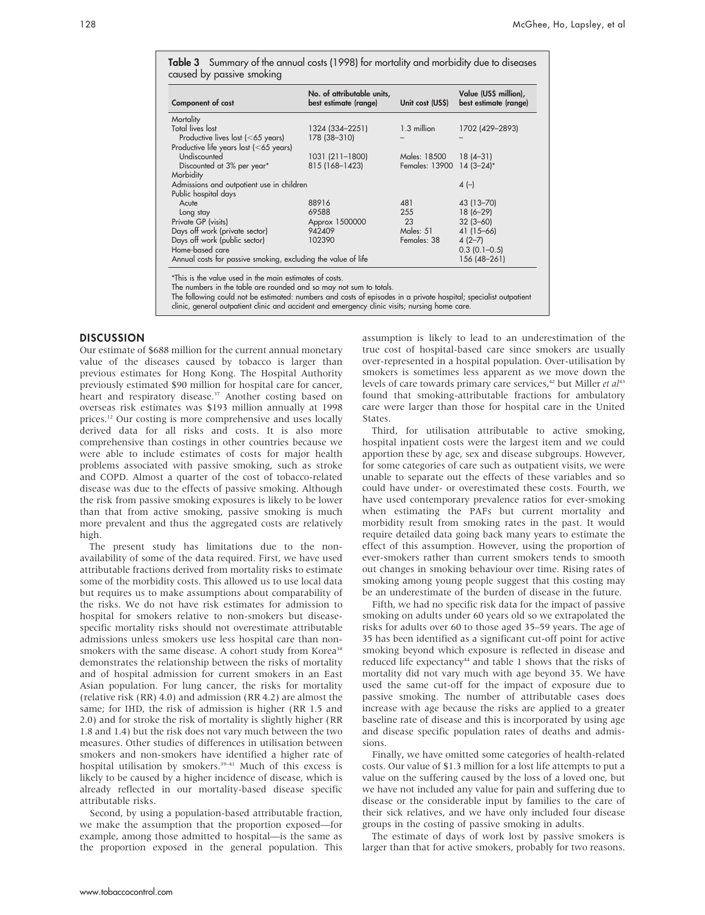**Table 3** Summary of the annual costs (1998) for mortality and morbidity due to diseases caused by passive smoking

| Component of cost | No. of attributable units, best estimate (range) | Unit cost (US$) | Value (US$ million), best estimate (range) |
|---|---|---|---|
| Mortality | | | |
| Total lives lost | 1324 (334–2251) | 1.3 million | 1702 (429–2893) |
| Productive lives lost (<65 years) | 178 (38–310) | – | – |
| Productive life years lost (<65 years) | | | |
| Undiscounted | 1031 (211–1800) | Males: 18500 | 18 (4–31) |
| Discounted at 3% per year* | 815 (168–1423) | Females: 13900 | 14 (3–24)* |
| Morbidity | | | |
| Admissions and outpatient use in children | | | 4 (–) |
| Public hospital days | | | |
| Acute | 88916 | 481 | 43 (13–70) |
| Long stay | 69588 | 255 | 18 (6–29) |
| Private GP (visits) | Approx 1500000 | 23 | 32 (3–60) |
| Days off work (private sector) | 942409 | Males: 51 | 41 (15–66) |
| Days off work (public sector) | 102390 | Females: 38 | 4 (2–7) |
| Home-based care | | | 0.3 (0.1–0.5) |
| Annual costs for passive smoking, excluding the value of life | | | 156 (48–261) |

*This is the value used in the main estimates of costs.
The numbers in the table are rounded and so may not sum to totals.
The following could not be estimated: numbers and costs of episodes in a private hospital; specialist outpatient clinic, general outpatient clinic and accident and emergency clinic visits; nursing home care.

## DISCUSSION

Our estimate of $688 million for the current annual monetary value of the diseases caused by tobacco is larger than previous estimates for Hong Kong. The Hospital Authority previously estimated $90 million for hospital care for cancer, heart and respiratory disease.[37] Another costing based on overseas risk estimates was $193 million annually at 1998 prices.[12] Our costing is more comprehensive and uses locally derived data for all risks and costs. It is also more comprehensive than costings in other countries because we were able to include estimates of costs for major health problems associated with passive smoking, such as stroke and COPD. Almost a quarter of the cost of tobacco-related disease was due to the effects of passive smoking. Although the risk from passive smoking exposures is likely to be lower than that from active smoking, passive smoking is much more prevalent and thus the aggregated costs are relatively high.

The present study has limitations due to the non-availability of some of the data required. First, we have used attributable fractions derived from mortality risks to estimate some of the morbidity costs. This allowed us to use local data but requires us to make assumptions about comparability of the risks. We do not have risk estimates for admission to hospital for smokers relative to non-smokers but disease-specific mortality risks should not overestimate attributable admissions unless smokers use less hospital care than non-smokers with the same disease. A cohort study from Korea[38] demonstrates the relationship between the risks of mortality and of hospital admission for current smokers in an East Asian population. For lung cancer, the risks for mortality (relative risk (RR) 4.0) and admission (RR 4.2) are almost the same; for IHD, the risk of admission is higher (RR 1.5 and 2.0) and for stroke the risk of mortality is slightly higher (RR 1.8 and 1.4) but the risk does not vary much between the two measures. Other studies of differences in utilisation between smokers and non-smokers have identified a higher rate of hospital utilisation by smokers.[39–41] Much of this excess is likely to be caused by a higher incidence of disease, which is already reflected in our mortality-based disease specific attributable risks.

Second, by using a population-based attributable fraction, we make the assumption that the proportion exposed—for example, among those admitted to hospital—is the same as the proportion exposed in the general population. This assumption is likely to lead to an underestimation of the true cost of hospital-based care since smokers are usually over-represented in a hospital population. Over-utilisation by smokers is sometimes less apparent as we move down the levels of care towards primary care services,[42] but Miller *et al*[43] found that smoking-attributable fractions for ambulatory care were larger than those for hospital care in the United States.

Third, for utilisation attributable to active smoking, hospital inpatient costs were the largest item and we could apportion these by age, sex and disease subgroups. However, for some categories of care such as outpatient visits, we were unable to separate out the effects of these variables and so could have under- or overestimated these costs. Fourth, we have used contemporary prevalence ratios for ever-smoking when estimating the PAFs but current mortality and morbidity result from smoking rates in the past. It would require detailed data going back many years to estimate the effect of this assumption. However, using the proportion of ever-smokers rather than current smokers tends to smooth out changes in smoking behaviour over time. Rising rates of smoking among young people suggest that this costing may be an underestimate of the burden of disease in the future.

Fifth, we had no specific risk data for the impact of passive smoking on adults under 60 years old so we extrapolated the risks for adults over 60 to those aged 35–59 years. The age of 35 has been identified as a significant cut-off point for active smoking beyond which exposure is reflected in disease and reduced life expectancy[44] and table 1 shows that the risks of mortality did not vary much with age beyond 35. We have used the same cut-off for the impact of exposure due to passive smoking. The number of attributable cases does increase with age because the risks are applied to a greater baseline rate of disease and this is incorporated by using age and disease specific population rates of deaths and admissions.

Finally, we have omitted some categories of health-related costs. Our value of $1.3 million for a lost life attempts to put a value on the suffering caused by the loss of a loved one, but we have not included any value for pain and suffering due to disease or the considerable input by families to the care of their sick relatives, and we have only included four disease groups in the costing of passive smoking in adults.

The estimate of days of work lost by passive smokers is larger than that for active smokers, probably for two reasons.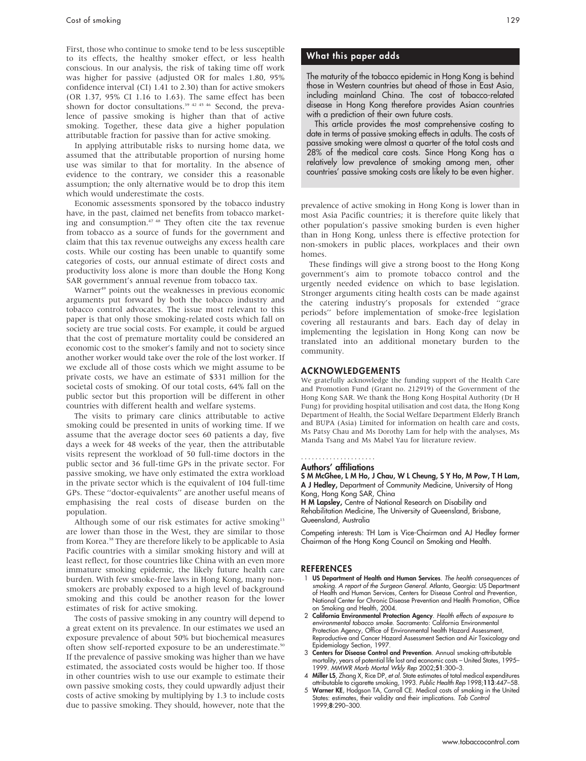First, those who continue to smoke tend to be less susceptible to its effects, the healthy smoker effect, or less health conscious. In our analysis, the risk of taking time off work was higher for passive (adjusted OR for males 1.80, 95% confidence interval (CI) 1.41 to 2.30) than for active smokers (OR 1.37, 95% CI 1.16 to 1.63). The same effect has been shown for doctor consultations.[39 42 45 46] Second, the prevalence of passive smoking is higher than that of active smoking. Together, these data give a higher population attributable fraction for passive than for active smoking.

In applying attributable risks to nursing home data, we assumed that the attributable proportion of nursing home use was similar to that for mortality. In the absence of evidence to the contrary, we consider this a reasonable assumption; the only alternative would be to drop this item which would underestimate the costs.

Economic assessments sponsored by the tobacco industry have, in the past, claimed net benefits from tobacco marketing and consumption.[47 48] They often cite the tax revenue from tobacco as a source of funds for the government and claim that this tax revenue outweighs any excess health care costs. While our costing has been unable to quantify some categories of costs, our annual estimate of direct costs and productivity loss alone is more than double the Hong Kong SAR government's annual revenue from tobacco tax.

Warner[49] points out the weaknesses in previous economic arguments put forward by both the tobacco industry and tobacco control advocates. The issue most relevant to this paper is that only those smoking-related costs which fall on society are true social costs. For example, it could be argued that the cost of premature mortality could be considered an economic cost to the smoker's family and not to society since another worker would take over the role of the lost worker. If we exclude all of those costs which we might assume to be private costs, we have an estimate of $331 million for the societal costs of smoking. Of our total costs, 64% fall on the public sector but this proportion will be different in other countries with different health and welfare systems.

The visits to primary care clinics attributable to active smoking could be presented in units of working time. If we assume that the average doctor sees 60 patients a day, five days a week for 48 weeks of the year, then the attributable visits represent the workload of 50 full-time doctors in the public sector and 36 full-time GPs in the private sector. For passive smoking, we have only estimated the extra workload in the private sector which is the equivalent of 104 full-time GPs. These "doctor-equivalents" are another useful means of emphasising the real costs of disease burden on the population.

Although some of our risk estimates for active smoking[13] are lower than those in the West, they are similar to those from Korea.[38] They are therefore likely to be applicable to Asia Pacific countries with a similar smoking history and will at least reflect, for those countries like China with an even more immature smoking epidemic, the likely future health care burden. With few smoke-free laws in Hong Kong, many non-smokers are probably exposed to a high level of background smoking and this could be another reason for the lower estimates of risk for active smoking.

The costs of passive smoking in any country will depend to a great extent on its prevalence. In our estimates we used an exposure prevalence of about 50% but biochemical measures often show self-reported exposure to be an underestimate.[50] If the prevalence of passive smoking was higher than we have estimated, the associated costs would be higher too. If those in other countries wish to use our example to estimate their own passive smoking costs, they could upwardly adjust their costs of active smoking by multiplying by 1.3 to include costs due to passive smoking. They should, however, note that the prevalence of active smoking in Hong Kong is lower than in most Asia Pacific countries; it is therefore quite likely that other population's passive smoking burden is even higher than in Hong Kong, unless there is effective protection for non-smokers in public places, workplaces and their own homes.

These findings will give a strong boost to the Hong Kong government's aim to promote tobacco control and the urgently needed evidence on which to base legislation. Stronger arguments citing health costs can be made against the catering industry's proposals for extended "grace periods" before implementation of smoke-free legislation covering all restaurants and bars. Each day of delay in implementing the legislation in Hong Kong can now be translated into an additional monetary burden to the community.

## What this paper adds

The maturity of the tobacco epidemic in Hong Kong is behind those in Western countries but ahead of those in East Asia, including mainland China. The cost of tobacco-related disease in Hong Kong therefore provides Asian countries with a prediction of their own future costs.

This article provides the most comprehensive costing to date in terms of passive smoking effects in adults. The costs of passive smoking were almost a quarter of the total costs and 28% of the medical care costs. Since Hong Kong has a relatively low prevalence of smoking among men, other countries' passive smoking costs are likely to be even higher.

## ACKNOWLEDGEMENTS

We gratefully acknowledge the funding support of the Health Care and Promotion Fund (Grant no. 212919) of the Government of the Hong Kong SAR. We thank the Hong Kong Hospital Authority (Dr H Fung) for providing hospital utilisation and cost data, the Hong Kong Department of Health, the Social Welfare Department Elderly Branch and BUPA (Asia) Limited for information on health care and costs, Ms Patsy Chau and Ms Dorothy Lam for help with the analyses, Ms Manda Tsang and Ms Mabel Yau for literature review.

### Authors' affiliations

**S M McGhee, L M Ho, J Chau, W L Cheung, S Y Ho, M Pow, T H Lam, A J Hedley,** Department of Community Medicine, University of Hong Kong, Hong Kong SAR, China

**H M Lapsley,** Centre of National Research on Disability and Rehabilitation Medicine, The University of Queensland, Brisbane, Queensland, Australia

Competing interests: TH Lam is Vice-Chairman and AJ Hedley former Chairman of the Hong Kong Council on Smoking and Health.

## REFERENCES

1. **US Department of Health and Human Services**. *The health consequences of smoking. A report of the Surgeon General*. Atlanta, Georgia: US Department of Health and Human Services, Centers for Disease Control and Prevention, National Center for Chronic Disease Prevention and Health Promotion, Office on Smoking and Health, 2004.
2. **California Environmental Protection Agency**. *Health effects of exposure to environmental tobacco smoke*. Sacramento: California Environmental Protection Agency, Office of Environmental health Hazard Assessment, Reproductive and Cancer Hazard Assessment Section and Air Toxicology and Epidemiology Section, 1997.
3. **Centers for Disease Control and Prevention**. Annual smoking-attributable mortality, years of potential life lost and economic costs – United States, 1995–1999. *MMWR Morb Mortal Wkly Rep* 2002;**51**:300–3.
4. **Miller LS**, Zhang X, Rice DP, *et al*. State estimates of total medical expenditures attributable to cigarette smoking, 1993. *Public Health Rep* 1998;**113**:447–58.
5. **Warner KE**, Hodgson TA, Carroll CE. Medical costs of smoking in the United States: estimates, their validity and their implications. *Tob Control* 1999;**8**:290–300.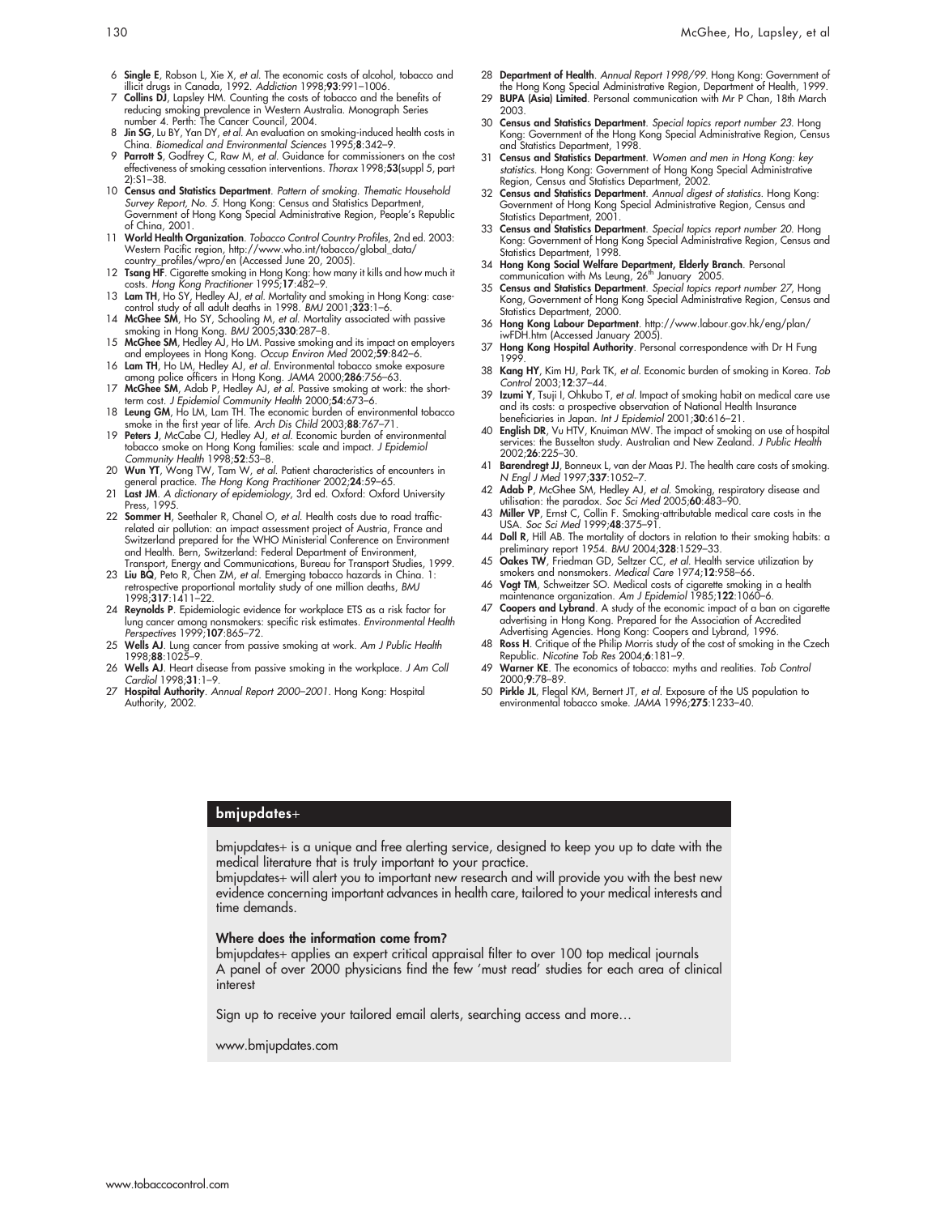6 **Single E**, Robson L, Xie X, *et al*. The economic costs of alcohol, tobacco and illicit drugs in Canada, 1992. *Addiction* 1998;**93**:991–1006.

7 **Collins DJ**, Lapsley HM. Counting the costs of tobacco and the benefits of reducing smoking prevalence in Western Australia. Monograph Series number 4. Perth: The Cancer Council, 2004.

8 **Jin SG**, Lu BY, Yan DY, *et al*. An evaluation on smoking-induced health costs in China. *Biomedical and Environmental Sciences* 1995;**8**:342–9.

9 **Parrott S**, Godfrey C, Raw M, *et al*. Guidance for commissioners on the cost effectiveness of smoking cessation interventions. *Thorax* 1998;**53**(suppl 5, part 2):S1–38.

10 **Census and Statistics Department**. *Pattern of smoking. Thematic Household Survey Report, No. 5*. Hong Kong: Census and Statistics Department, Government of Hong Kong Special Administrative Region, People's Republic of China, 2001.

11 **World Health Organization**. *Tobacco Control Country Profiles*, 2nd ed. 2003: Western Pacific region, http://www.who.int/tobacco/global_data/country_profiles/wpro/en (Accessed June 20, 2005).

12 **Tsang HF**. Cigarette smoking in Hong Kong: how many it kills and how much it costs. *Hong Kong Practitioner* 1995;**17**:482–9.

13 **Lam TH**, Ho SY, Hedley AJ, *et al*. Mortality and smoking in Hong Kong: case-control study of all adult deaths in 1998. *BMJ* 2001;**323**:1–6.

14 **McGhee SM**, Ho SY, Schooling M, *et al*. Mortality associated with passive smoking in Hong Kong. *BMJ* 2005;**330**:287–8.

15 **McGhee SM**, Hedley AJ, Ho LM. Passive smoking and its impact on employers and employees in Hong Kong. *Occup Environ Med* 2002;**59**:842–6.

16 **Lam TH**, Ho LM, Hedley AJ, *et al*. Environmental tobacco smoke exposure among police officers in Hong Kong. *JAMA* 2000;**286**:756–63.

17 **McGhee SM**, Adab P, Hedley AJ, *et al*. Passive smoking at work: the short-term cost. *J Epidemiol Community Health* 2000;**54**:673–6.

18 **Leung GM**, Ho LM, Lam TH. The economic burden of environmental tobacco smoke in the first year of life. *Arch Dis Child* 2003;**88**:767–71.

19 **Peters J**, McCabe CJ, Hedley AJ, *et al*. Economic burden of environmental tobacco smoke on Hong Kong families: scale and impact. *J Epidemiol Community Health* 1998;**52**:53–8.

20 **Wun YT**, Wong TW, Tam W, *et al*. Patient characteristics of encounters in general practice. *The Hong Kong Practitioner* 2002;**24**:59–65.

21 **Last JM**. *A dictionary of epidemiology*, 3rd ed. Oxford: Oxford University Press, 1995.

22 **Sommer H**, Seethaler R, Chanel O, *et al*. Health costs due to road traffic-related air pollution: an impact assessment project of Austria, France and Switzerland prepared for the WHO Ministerial Conference on Environment and Health. Bern, Switzerland: Federal Department of Environment, Transport, Energy and Communications, Bureau for Transport Studies, 1999.

23 **Liu BQ**, Peto R, Chen ZM, *et al*. Emerging tobacco hazards in China. 1: retrospective proportional mortality study of one million deaths, *BMJ* 1998;**317**:1411–22.

24 **Reynolds P**. Epidemiologic evidence for workplace ETS as a risk factor for lung cancer among nonsmokers: specific risk estimates. *Environmental Health Perspectives* 1999;**107**:865–72.

25 **Wells AJ**. Lung cancer from passive smoking at work. *Am J Public Health* 1998;**88**:1025–9.

26 **Wells AJ**. Heart disease from passive smoking in the workplace. *J Am Coll Cardiol* 1998;**31**:1–9.

27 **Hospital Authority**. *Annual Report 2000–2001*. Hong Kong: Hospital Authority, 2002.

28 **Department of Health**. *Annual Report 1998/99*. Hong Kong: Government of the Hong Kong Special Administrative Region, Department of Health, 1999.

29 **BUPA (Asia) Limited**. Personal communication with Mr P Chan, 18th March 2003.

30 **Census and Statistics Department**. *Special topics report number 23*. Hong Kong: Government of the Hong Kong Special Administrative Region, Census and Statistics Department, 1998.

31 **Census and Statistics Department**. *Women and men in Hong Kong: key statistics*. Hong Kong: Government of Hong Kong Special Administrative Region, Census and Statistics Department, 2002.

32 **Census and Statistics Department**. *Annual digest of statistics*. Hong Kong: Government of Hong Kong Special Administrative Region, Census and Statistics Department, 2001.

33 **Census and Statistics Department**. *Special topics report number 20*. Hong Kong: Government of Hong Kong Special Administrative Region, Census and Statistics Department, 1998.

34 **Hong Kong Social Welfare Department, Elderly Branch**. Personal communication with Ms Leung, 26th January 2005.

35 **Census and Statistics Department**. *Special topics report number 27*, Hong Kong, Government of Hong Kong Special Administrative Region, Census and Statistics Department, 2000.

36 **Hong Kong Labour Department**. http://www.labour.gov.hk/eng/plan/iwFDH.htm (Accessed January 2005).

37 **Hong Kong Hospital Authority**. Personal correspondence with Dr H Fung 1999.

38 **Kang HY**, Kim HJ, Park TK, *et al*. Economic burden of smoking in Korea. *Tob Control* 2003;**12**:37–44.

39 **Izumi Y**, Tsuji I, Ohkubo T, *et al*. Impact of smoking habit on medical care use and its costs: a prospective observation of National Health Insurance beneficiaries in Japan. *Int J Epidemiol* 2001;**30**:616–21.

40 **English DR**, Vu HTV, Knuiman MW. The impact of smoking on use of hospital services: the Busselton study. Australian and New Zealand. *J Public Health* 2002;**26**:225–30.

41 **Barendregt JJ**, Bonneux L, van der Maas PJ. The health care costs of smoking. *N Engl J Med* 1997;**337**:1052–7.

42 **Adab P**, McGhee SM, Hedley AJ, *et al*. Smoking, respiratory disease and utilisation: the paradox. *Soc Sci Med* 2005;**60**:483–90.

43 **Miller VP**, Ernst C, Collin F. Smoking-attributable medical care costs in the USA. *Soc Sci Med* 1999;**48**:375–91.

44 **Doll R**, Hill AB. The mortality of doctors in relation to their smoking habits: a preliminary report 1954. *BMJ* 2004;**328**:1529–33.

45 **Oakes TW**, Friedman GD, Seltzer CC, *et al*. Health service utilization by smokers and nonsmokers. *Medical Care* 1974;**12**:958–66.

46 **Vogt TM**, Schweitzer SO. Medical costs of cigarette smoking in a health maintenance organization. *Am J Epidemiol* 1985;**122**:1060–6.

47 **Coopers and Lybrand**. A study of the economic impact of a ban on cigarette advertising in Hong Kong. Prepared for the Association of Accredited Advertising Agencies. Hong Kong: Coopers and Lybrand, 1996.

48 **Ross H**. Critique of the Philip Morris study of the cost of smoking in the Czech Republic. *Nicotine Tob Res* 2004;**6**:181–9.

49 **Warner KE**. The economics of tobacco: myths and realities. *Tob Control* 2000;**9**:78–89.

50 **Pirkle JL**, Flegal KM, Bernert JT, *et al*. Exposure of the US population to environmental tobacco smoke. *JAMA* 1996;**275**:1233–40.

## bmjupdates+

bmjupdates+ is a unique and free alerting service, designed to keep you up to date with the medical literature that is truly important to your practice.

bmjupdates+ will alert you to important new research and will provide you with the best new evidence concerning important advances in health care, tailored to your medical interests and time demands.

### Where does the information come from?

bmjupdates+ applies an expert critical appraisal filter to over 100 top medical journals
A panel of over 2000 physicians find the few 'must read' studies for each area of clinical interest

Sign up to receive your tailored email alerts, searching access and more…

www.bmjupdates.com